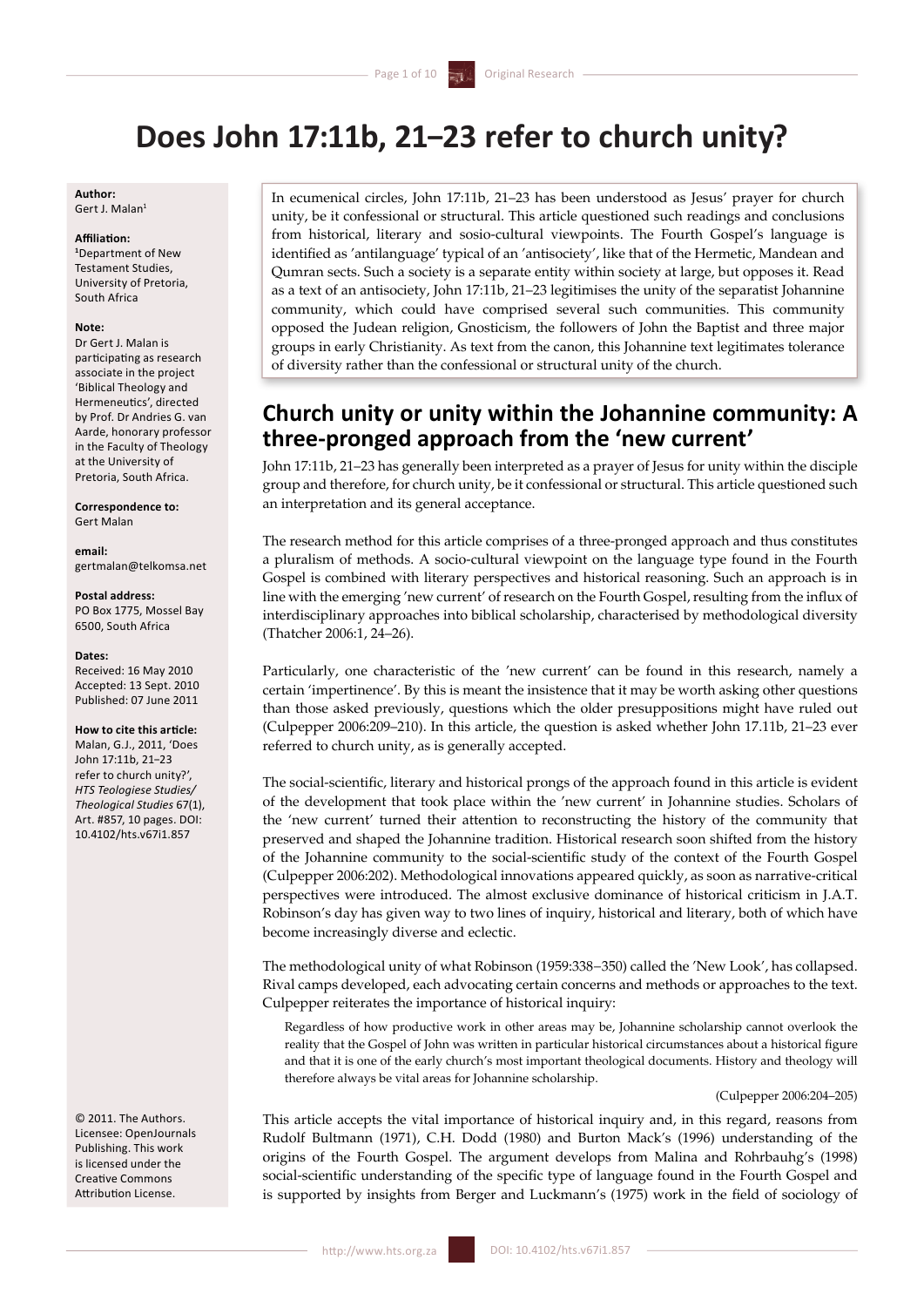# Does John 17:11b, 21–23 refer to church unity?

**Author:**
Gert J. Malan[1]

**Affiliation:**
[1]Department of New Testament Studies, University of Pretoria, South Africa

**Note:**
Dr Gert J. Malan is participating as research associate in the project 'Biblical Theology and Hermeneutics', directed by Prof. Dr Andries G. van Aarde, honorary professor in the Faculty of Theology at the University of Pretoria, South Africa.

**Correspondence to:**
Gert Malan

**email:**
gertmalan@telkomsa.net

**Postal address:**
PO Box 1775, Mossel Bay 6500, South Africa

**Dates:**
Received: 16 May 2010
Accepted: 13 Sept. 2010
Published: 07 June 2011

**How to cite this article:**
Malan, G.J., 2011, 'Does John 17:11b, 21–23 refer to church unity?', *HTS Teologiese Studies/ Theological Studies* 67(1), Art. #857, 10 pages. DOI: 10.4102/hts.v67i1.857

© 2011. The Authors. Licensee: OpenJournals Publishing. This work is licensed under the Creative Commons Attribution License.

In ecumenical circles, John 17:11b, 21–23 has been understood as Jesus' prayer for church unity, be it confessional or structural. This article questioned such readings and conclusions from historical, literary and sosio-cultural viewpoints. The Fourth Gospel's language is identified as 'antilanguage' typical of an 'antisociety', like that of the Hermetic, Mandean and Qumran sects. Such a society is a separate entity within society at large, but opposes it. Read as a text of an antisociety, John 17:11b, 21–23 legitimises the unity of the separatist Johannine community, which could have comprised several such communities. This community opposed the Judean religion, Gnosticism, the followers of John the Baptist and three major groups in early Christianity. As text from the canon, this Johannine text legitimates tolerance of diversity rather than the confessional or structural unity of the church.

## Church unity or unity within the Johannine community: A three-pronged approach from the 'new current'

John 17:11b, 21–23 has generally been interpreted as a prayer of Jesus for unity within the disciple group and therefore, for church unity, be it confessional or structural. This article questioned such an interpretation and its general acceptance.

The research method for this article comprises of a three-pronged approach and thus constitutes a pluralism of methods. A socio-cultural viewpoint on the language type found in the Fourth Gospel is combined with literary perspectives and historical reasoning. Such an approach is in line with the emerging 'new current' of research on the Fourth Gospel, resulting from the influx of interdisciplinary approaches into biblical scholarship, characterised by methodological diversity (Thatcher 2006:1, 24–26).

Particularly, one characteristic of the 'new current' can be found in this research, namely a certain 'impertinence'. By this is meant the insistence that it may be worth asking other questions than those asked previously, questions which the older presuppositions might have ruled out (Culpepper 2006:209–210). In this article, the question is asked whether John 17.11b, 21–23 ever referred to church unity, as is generally accepted.

The social-scientific, literary and historical prongs of the approach found in this article is evident of the development that took place within the 'new current' in Johannine studies. Scholars of the 'new current' turned their attention to reconstructing the history of the community that preserved and shaped the Johannine tradition. Historical research soon shifted from the history of the Johannine community to the social-scientific study of the context of the Fourth Gospel (Culpepper 2006:202). Methodological innovations appeared quickly, as soon as narrative-critical perspectives were introduced. The almost exclusive dominance of historical criticism in J.A.T. Robinson's day has given way to two lines of inquiry, historical and literary, both of which have become increasingly diverse and eclectic.

The methodological unity of what Robinson (1959:338–350) called the 'New Look', has collapsed. Rival camps developed, each advocating certain concerns and methods or approaches to the text. Culpepper reiterates the importance of historical inquiry:

> Regardless of how productive work in other areas may be, Johannine scholarship cannot overlook the reality that the Gospel of John was written in particular historical circumstances about a historical figure and that it is one of the early church's most important theological documents. History and theology will therefore always be vital areas for Johannine scholarship.
>
> (Culpepper 2006:204–205)

This article accepts the vital importance of historical inquiry and, in this regard, reasons from Rudolf Bultmann (1971), C.H. Dodd (1980) and Burton Mack's (1996) understanding of the origins of the Fourth Gospel. The argument develops from Malina and Rohrbauhg's (1998) social-scientific understanding of the specific type of language found in the Fourth Gospel and is supported by insights from Berger and Luckmann's (1975) work in the field of sociology of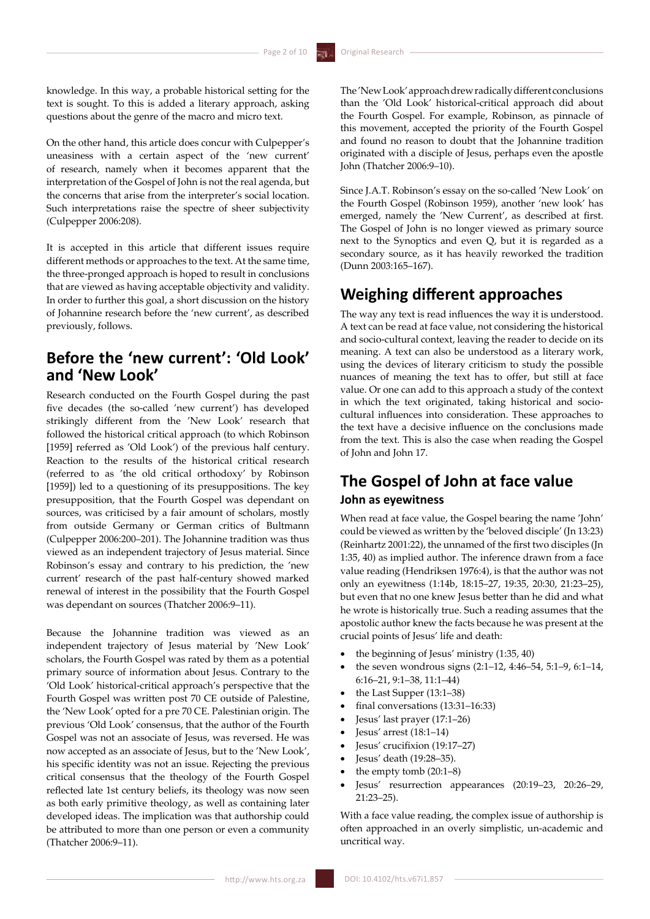knowledge. In this way, a probable historical setting for the text is sought. To this is added a literary approach, asking questions about the genre of the macro and micro text.

On the other hand, this article does concur with Culpepper's uneasiness with a certain aspect of the 'new current' of research, namely when it becomes apparent that the interpretation of the Gospel of John is not the real agenda, but the concerns that arise from the interpreter's social location. Such interpretations raise the spectre of sheer subjectivity (Culpepper 2006:208).

It is accepted in this article that different issues require different methods or approaches to the text. At the same time, the three-pronged approach is hoped to result in conclusions that are viewed as having acceptable objectivity and validity. In order to further this goal, a short discussion on the history of Johannine research before the 'new current', as described previously, follows.

## Before the 'new current': 'Old Look' and 'New Look'

Research conducted on the Fourth Gospel during the past five decades (the so-called 'new current') has developed strikingly different from the 'New Look' research that followed the historical critical approach (to which Robinson [1959] referred as 'Old Look') of the previous half century. Reaction to the results of the historical critical research (referred to as 'the old critical orthodoxy' by Robinson [1959]) led to a questioning of its presuppositions. The key presupposition, that the Fourth Gospel was dependant on sources, was criticised by a fair amount of scholars, mostly from outside Germany or German critics of Bultmann (Culpepper 2006:200–201). The Johannine tradition was thus viewed as an independent trajectory of Jesus material. Since Robinson's essay and contrary to his prediction, the 'new current' research of the past half-century showed marked renewal of interest in the possibility that the Fourth Gospel was dependant on sources (Thatcher 2006:9–11).

Because the Johannine tradition was viewed as an independent trajectory of Jesus material by 'New Look' scholars, the Fourth Gospel was rated by them as a potential primary source of information about Jesus. Contrary to the 'Old Look' historical-critical approach's perspective that the Fourth Gospel was written post 70 CE outside of Palestine, the 'New Look' opted for a pre 70 CE. Palestinian origin. The previous 'Old Look' consensus, that the author of the Fourth Gospel was not an associate of Jesus, was reversed. He was now accepted as an associate of Jesus, but to the 'New Look', his specific identity was not an issue. Rejecting the previous critical consensus that the theology of the Fourth Gospel reflected late 1st century beliefs, its theology was now seen as both early primitive theology, as well as containing later developed ideas. The implication was that authorship could be attributed to more than one person or even a community (Thatcher 2006:9–11).

The 'New Look' approach drew radically different conclusions than the 'Old Look' historical-critical approach did about the Fourth Gospel. For example, Robinson, as pinnacle of this movement, accepted the priority of the Fourth Gospel and found no reason to doubt that the Johannine tradition originated with a disciple of Jesus, perhaps even the apostle John (Thatcher 2006:9–10).

Since J.A.T. Robinson's essay on the so-called 'New Look' on the Fourth Gospel (Robinson 1959), another 'new look' has emerged, namely the 'New Current', as described at first. The Gospel of John is no longer viewed as primary source next to the Synoptics and even Q, but it is regarded as a secondary source, as it has heavily reworked the tradition (Dunn 2003:165–167).

## Weighing different approaches

The way any text is read influences the way it is understood. A text can be read at face value, not considering the historical and socio-cultural context, leaving the reader to decide on its meaning. A text can also be understood as a literary work, using the devices of literary criticism to study the possible nuances of meaning the text has to offer, but still at face value. Or one can add to this approach a study of the context in which the text originated, taking historical and socio-cultural influences into consideration. These approaches to the text have a decisive influence on the conclusions made from the text. This is also the case when reading the Gospel of John and John 17.

## The Gospel of John at face value

### John as eyewitness

When read at face value, the Gospel bearing the name 'John' could be viewed as written by the 'beloved disciple' (Jn 13:23) (Reinhartz 2001:22), the unnamed of the first two disciples (Jn 1:35, 40) as implied author. The inference drawn from a face value reading (Hendriksen 1976:4), is that the author was not only an eyewitness (1:14b, 18:15–27, 19:35, 20:30, 21:23–25), but even that no one knew Jesus better than he did and what he wrote is historically true. Such a reading assumes that the apostolic author knew the facts because he was present at the crucial points of Jesus' life and death:

- the beginning of Jesus' ministry (1:35, 40)
- the seven wondrous signs (2:1–12, 4:46–54, 5:1–9, 6:1–14, 6:16–21, 9:1–38, 11:1–44)
- the Last Supper (13:1–38)
- final conversations (13:31–16:33)
- Jesus' last prayer (17:1–26)
- Jesus' arrest (18:1–14)
- Jesus' crucifixion (19:17–27)
- Jesus' death (19:28–35).
- the empty tomb (20:1–8)
- Jesus' resurrection appearances (20:19–23, 20:26–29, 21:23–25).

With a face value reading, the complex issue of authorship is often approached in an overly simplistic, un-academic and uncritical way.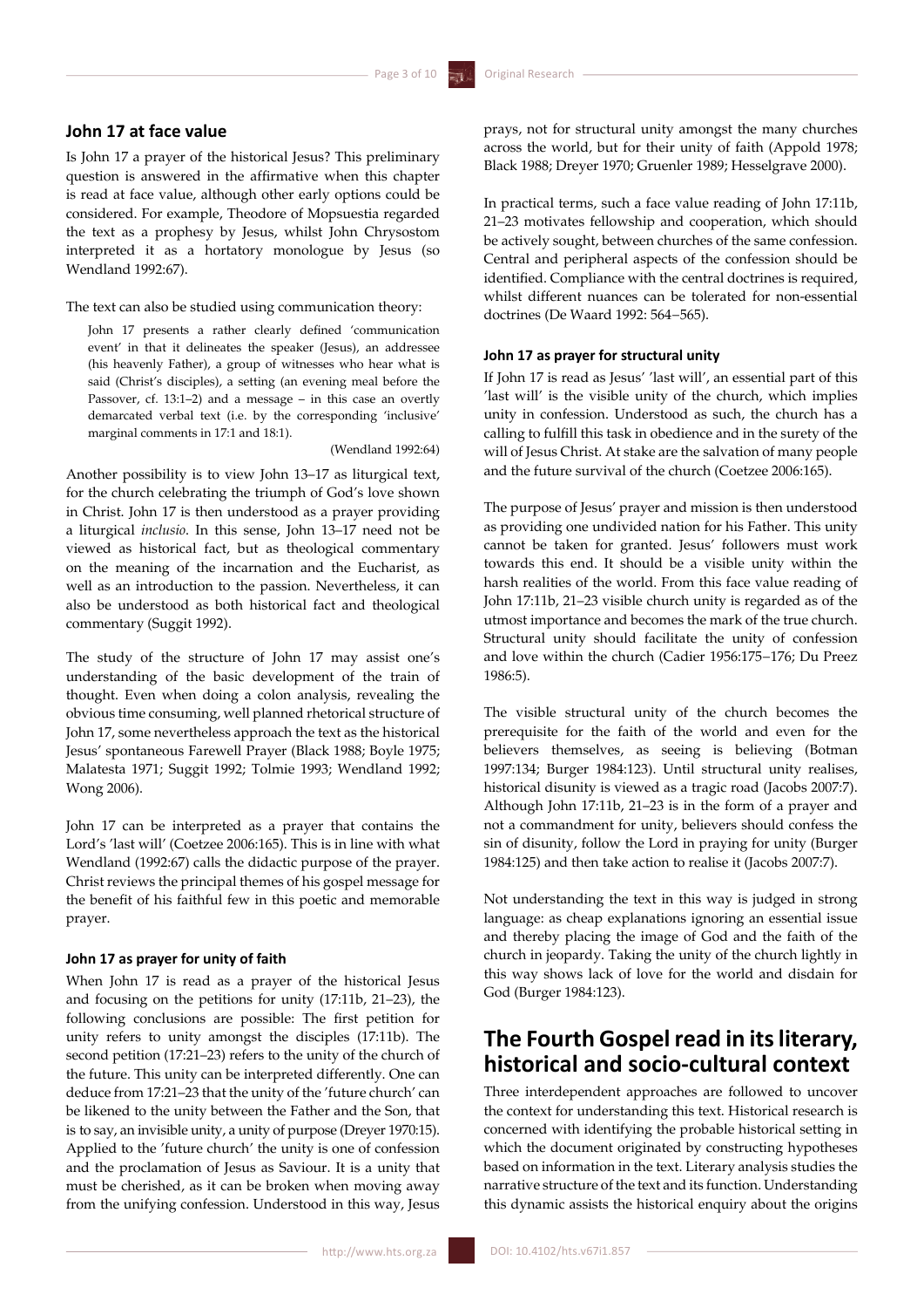## John 17 at face value

Is John 17 a prayer of the historical Jesus? This preliminary question is answered in the affirmative when this chapter is read at face value, although other early options could be considered. For example, Theodore of Mopsuestia regarded the text as a prophesy by Jesus, whilst John Chrysostom interpreted it as a hortatory monologue by Jesus (so Wendland 1992:67).

The text can also be studied using communication theory:

> John 17 presents a rather clearly defined 'communication event' in that it delineates the speaker (Jesus), an addressee (his heavenly Father), a group of witnesses who hear what is said (Christ's disciples), a setting (an evening meal before the Passover, cf. 13:1–2) and a message – in this case an overtly demarcated verbal text (i.e. by the corresponding 'inclusive' marginal comments in 17:1 and 18:1).
>
> (Wendland 1992:64)

Another possibility is to view John 13–17 as liturgical text, for the church celebrating the triumph of God's love shown in Christ. John 17 is then understood as a prayer providing a liturgical *inclusio*. In this sense, John 13–17 need not be viewed as historical fact, but as theological commentary on the meaning of the incarnation and the Eucharist, as well as an introduction to the passion. Nevertheless, it can also be understood as both historical fact and theological commentary (Suggit 1992).

The study of the structure of John 17 may assist one's understanding of the basic development of the train of thought. Even when doing a colon analysis, revealing the obvious time consuming, well planned rhetorical structure of John 17, some nevertheless approach the text as the historical Jesus' spontaneous Farewell Prayer (Black 1988; Boyle 1975; Malatesta 1971; Suggit 1992; Tolmie 1993; Wendland 1992; Wong 2006).

John 17 can be interpreted as a prayer that contains the Lord's 'last will' (Coetzee 2006:165). This is in line with what Wendland (1992:67) calls the didactic purpose of the prayer. Christ reviews the principal themes of his gospel message for the benefit of his faithful few in this poetic and memorable prayer.

### John 17 as prayer for unity of faith

When John 17 is read as a prayer of the historical Jesus and focusing on the petitions for unity (17:11b, 21–23), the following conclusions are possible: The first petition for unity refers to unity amongst the disciples (17:11b). The second petition (17:21–23) refers to the unity of the church of the future. This unity can be interpreted differently. One can deduce from 17:21–23 that the unity of the 'future church' can be likened to the unity between the Father and the Son, that is to say, an invisible unity, a unity of purpose (Dreyer 1970:15). Applied to the 'future church' the unity is one of confession and the proclamation of Jesus as Saviour. It is a unity that must be cherished, as it can be broken when moving away from the unifying confession. Understood in this way, Jesus prays, not for structural unity amongst the many churches across the world, but for their unity of faith (Appold 1978; Black 1988; Dreyer 1970; Gruenler 1989; Hesselgrave 2000).

In practical terms, such a face value reading of John 17:11b, 21–23 motivates fellowship and cooperation, which should be actively sought, between churches of the same confession. Central and peripheral aspects of the confession should be identified. Compliance with the central doctrines is required, whilst different nuances can be tolerated for non-essential doctrines (De Waard 1992: 564–565).

### John 17 as prayer for structural unity

If John 17 is read as Jesus' 'last will', an essential part of this 'last will' is the visible unity of the church, which implies unity in confession. Understood as such, the church has a calling to fulfill this task in obedience and in the surety of the will of Jesus Christ. At stake are the salvation of many people and the future survival of the church (Coetzee 2006:165).

The purpose of Jesus' prayer and mission is then understood as providing one undivided nation for his Father. This unity cannot be taken for granted. Jesus' followers must work towards this end. It should be a visible unity within the harsh realities of the world. From this face value reading of John 17:11b, 21–23 visible church unity is regarded as of the utmost importance and becomes the mark of the true church. Structural unity should facilitate the unity of confession and love within the church (Cadier 1956:175–176; Du Preez 1986:5).

The visible structural unity of the church becomes the prerequisite for the faith of the world and even for the believers themselves, as seeing is believing (Botman 1997:134; Burger 1984:123). Until structural unity realises, historical disunity is viewed as a tragic road (Jacobs 2007:7). Although John 17:11b, 21–23 is in the form of a prayer and not a commandment for unity, believers should confess the sin of disunity, follow the Lord in praying for unity (Burger 1984:125) and then take action to realise it (Jacobs 2007:7).

Not understanding the text in this way is judged in strong language: as cheap explanations ignoring an essential issue and thereby placing the image of God and the faith of the church in jeopardy. Taking the unity of the church lightly in this way shows lack of love for the world and disdain for God (Burger 1984:123).

## The Fourth Gospel read in its literary, historical and socio-cultural context

Three interdependent approaches are followed to uncover the context for understanding this text. Historical research is concerned with identifying the probable historical setting in which the document originated by constructing hypotheses based on information in the text. Literary analysis studies the narrative structure of the text and its function. Understanding this dynamic assists the historical enquiry about the origins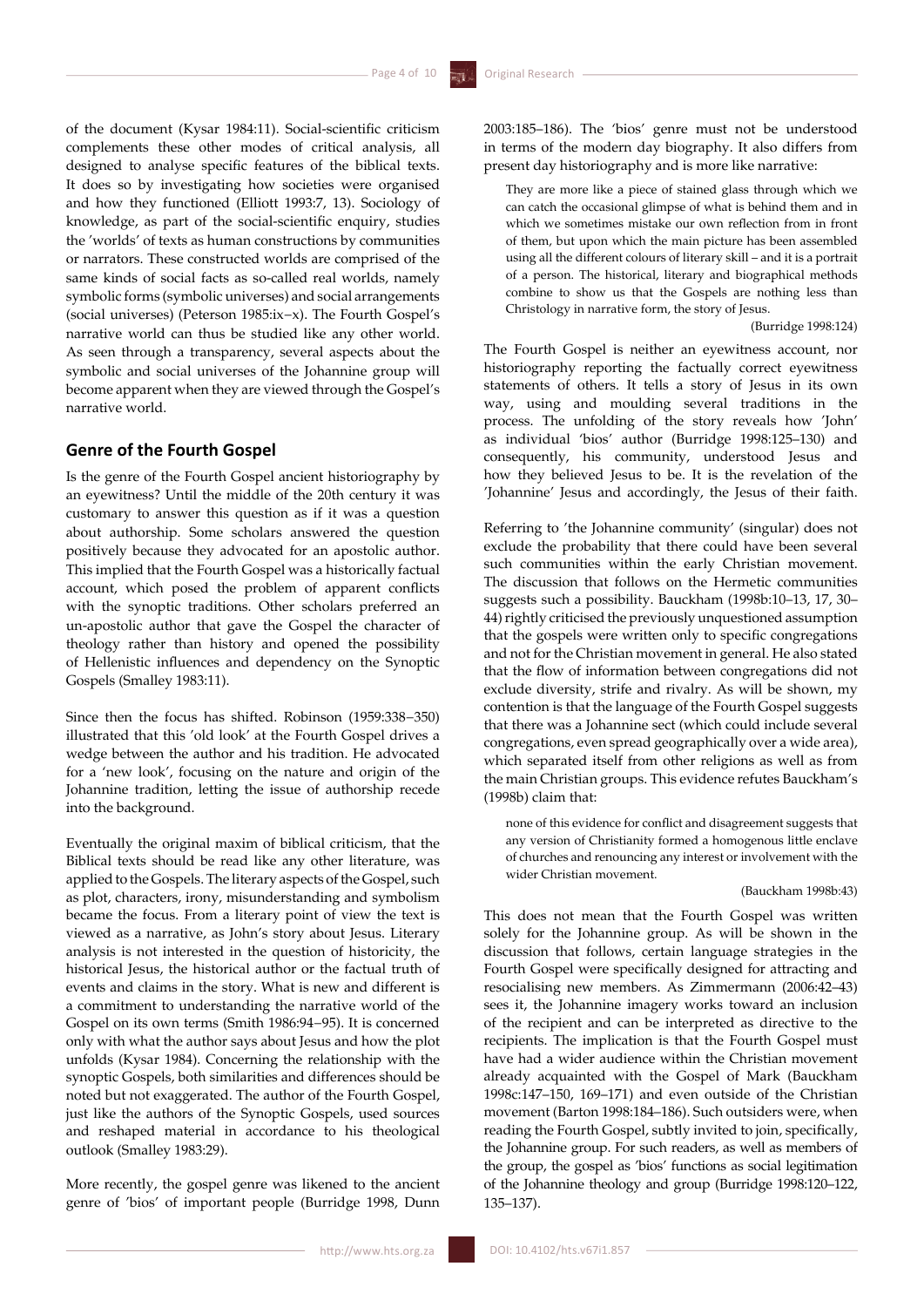of the document (Kysar 1984:11). Social-scientific criticism complements these other modes of critical analysis, all designed to analyse specific features of the biblical texts. It does so by investigating how societies were organised and how they functioned (Elliott 1993:7, 13). Sociology of knowledge, as part of the social-scientific enquiry, studies the 'worlds' of texts as human constructions by communities or narrators. These constructed worlds are comprised of the same kinds of social facts as so-called real worlds, namely symbolic forms (symbolic universes) and social arrangements (social universes) (Peterson 1985:ix–x). The Fourth Gospel's narrative world can thus be studied like any other world. As seen through a transparency, several aspects about the symbolic and social universes of the Johannine group will become apparent when they are viewed through the Gospel's narrative world.

## Genre of the Fourth Gospel

Is the genre of the Fourth Gospel ancient historiography by an eyewitness? Until the middle of the 20th century it was customary to answer this question as if it was a question about authorship. Some scholars answered the question positively because they advocated for an apostolic author. This implied that the Fourth Gospel was a historically factual account, which posed the problem of apparent conflicts with the synoptic traditions. Other scholars preferred an un-apostolic author that gave the Gospel the character of theology rather than history and opened the possibility of Hellenistic influences and dependency on the Synoptic Gospels (Smalley 1983:11).

Since then the focus has shifted. Robinson (1959:338–350) illustrated that this 'old look' at the Fourth Gospel drives a wedge between the author and his tradition. He advocated for a 'new look', focusing on the nature and origin of the Johannine tradition, letting the issue of authorship recede into the background.

Eventually the original maxim of biblical criticism, that the Biblical texts should be read like any other literature, was applied to the Gospels. The literary aspects of the Gospel, such as plot, characters, irony, misunderstanding and symbolism became the focus. From a literary point of view the text is viewed as a narrative, as John's story about Jesus. Literary analysis is not interested in the question of historicity, the historical Jesus, the historical author or the factual truth of events and claims in the story. What is new and different is a commitment to understanding the narrative world of the Gospel on its own terms (Smith 1986:94–95). It is concerned only with what the author says about Jesus and how the plot unfolds (Kysar 1984). Concerning the relationship with the synoptic Gospels, both similarities and differences should be noted but not exaggerated. The author of the Fourth Gospel, just like the authors of the Synoptic Gospels, used sources and reshaped material in accordance to his theological outlook (Smalley 1983:29).

More recently, the gospel genre was likened to the ancient genre of 'bios' of important people (Burridge 1998, Dunn 2003:185–186). The 'bios' genre must not be understood in terms of the modern day biography. It also differs from present day historiography and is more like narrative:

> They are more like a piece of stained glass through which we can catch the occasional glimpse of what is behind them and in which we sometimes mistake our own reflection from in front of them, but upon which the main picture has been assembled using all the different colours of literary skill – and it is a portrait of a person. The historical, literary and biographical methods combine to show us that the Gospels are nothing less than Christology in narrative form, the story of Jesus.
>
> (Burridge 1998:124)

The Fourth Gospel is neither an eyewitness account, nor historiography reporting the factually correct eyewitness statements of others. It tells a story of Jesus in its own way, using and moulding several traditions in the process. The unfolding of the story reveals how 'John' as individual 'bios' author (Burridge 1998:125–130) and consequently, his community, understood Jesus and how they believed Jesus to be. It is the revelation of the 'Johannine' Jesus and accordingly, the Jesus of their faith.

Referring to 'the Johannine community' (singular) does not exclude the probability that there could have been several such communities within the early Christian movement. The discussion that follows on the Hermetic communities suggests such a possibility. Bauckham (1998b:10–13, 17, 30–44) rightly criticised the previously unquestioned assumption that the gospels were written only to specific congregations and not for the Christian movement in general. He also stated that the flow of information between congregations did not exclude diversity, strife and rivalry. As will be shown, my contention is that the language of the Fourth Gospel suggests that there was a Johannine sect (which could include several congregations, even spread geographically over a wide area), which separated itself from other religions as well as from the main Christian groups. This evidence refutes Bauckham's (1998b) claim that:

> none of this evidence for conflict and disagreement suggests that any version of Christianity formed a homogenous little enclave of churches and renouncing any interest or involvement with the wider Christian movement.
>
> (Bauckham 1998b:43)

This does not mean that the Fourth Gospel was written solely for the Johannine group. As will be shown in the discussion that follows, certain language strategies in the Fourth Gospel were specifically designed for attracting and resocialising new members. As Zimmermann (2006:42–43) sees it, the Johannine imagery works toward an inclusion of the recipient and can be interpreted as directive to the recipients. The implication is that the Fourth Gospel must have had a wider audience within the Christian movement already acquainted with the Gospel of Mark (Bauckham 1998c:147–150, 169–171) and even outside of the Christian movement (Barton 1998:184–186). Such outsiders were, when reading the Fourth Gospel, subtly invited to join, specifically, the Johannine group. For such readers, as well as members of the group, the gospel as 'bios' functions as social legitimation of the Johannine theology and group (Burridge 1998:120–122, 135–137).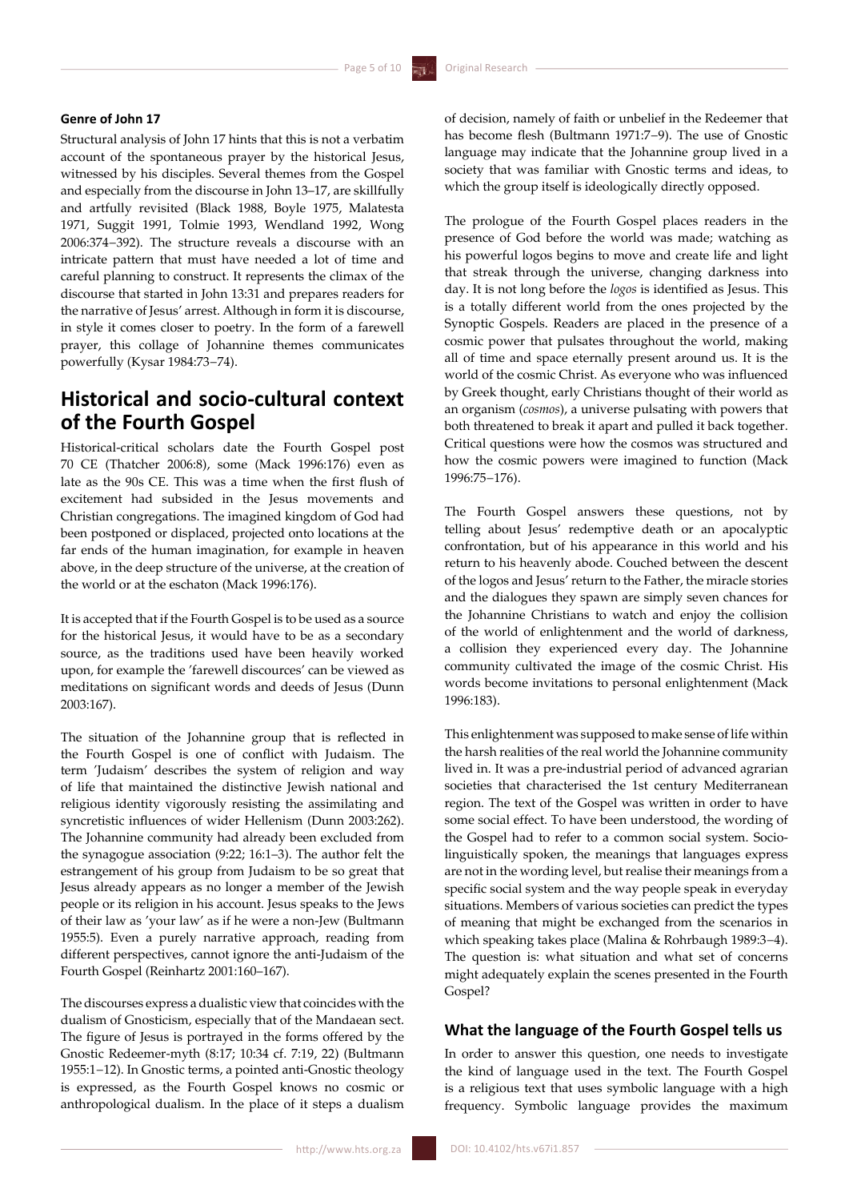#### Genre of John 17

Structural analysis of John 17 hints that this is not a verbatim account of the spontaneous prayer by the historical Jesus, witnessed by his disciples. Several themes from the Gospel and especially from the discourse in John 13–17, are skillfully and artfully revisited (Black 1988, Boyle 1975, Malatesta 1971, Suggit 1991, Tolmie 1993, Wendland 1992, Wong 2006:374–392). The structure reveals a discourse with an intricate pattern that must have needed a lot of time and careful planning to construct. It represents the climax of the discourse that started in John 13:31 and prepares readers for the narrative of Jesus' arrest. Although in form it is discourse, in style it comes closer to poetry. In the form of a farewell prayer, this collage of Johannine themes communicates powerfully (Kysar 1984:73–74).

## Historical and socio-cultural context of the Fourth Gospel

Historical-critical scholars date the Fourth Gospel post 70 CE (Thatcher 2006:8), some (Mack 1996:176) even as late as the 90s CE. This was a time when the first flush of excitement had subsided in the Jesus movements and Christian congregations. The imagined kingdom of God had been postponed or displaced, projected onto locations at the far ends of the human imagination, for example in heaven above, in the deep structure of the universe, at the creation of the world or at the eschaton (Mack 1996:176).

It is accepted that if the Fourth Gospel is to be used as a source for the historical Jesus, it would have to be as a secondary source, as the traditions used have been heavily worked upon, for example the 'farewell discources' can be viewed as meditations on significant words and deeds of Jesus (Dunn 2003:167).

The situation of the Johannine group that is reflected in the Fourth Gospel is one of conflict with Judaism. The term 'Judaism' describes the system of religion and way of life that maintained the distinctive Jewish national and religious identity vigorously resisting the assimilating and syncretistic influences of wider Hellenism (Dunn 2003:262). The Johannine community had already been excluded from the synagogue association (9:22; 16:1–3). The author felt the estrangement of his group from Judaism to be so great that Jesus already appears as no longer a member of the Jewish people or its religion in his account. Jesus speaks to the Jews of their law as 'your law' as if he were a non-Jew (Bultmann 1955:5). Even a purely narrative approach, reading from different perspectives, cannot ignore the anti-Judaism of the Fourth Gospel (Reinhartz 2001:160–167).

The discourses express a dualistic view that coincides with the dualism of Gnosticism, especially that of the Mandaean sect. The figure of Jesus is portrayed in the forms offered by the Gnostic Redeemer-myth (8:17; 10:34 cf. 7:19, 22) (Bultmann 1955:1–12). In Gnostic terms, a pointed anti-Gnostic theology is expressed, as the Fourth Gospel knows no cosmic or anthropological dualism. In the place of it steps a dualism of decision, namely of faith or unbelief in the Redeemer that has become flesh (Bultmann 1971:7–9). The use of Gnostic language may indicate that the Johannine group lived in a society that was familiar with Gnostic terms and ideas, to which the group itself is ideologically directly opposed.

The prologue of the Fourth Gospel places readers in the presence of God before the world was made; watching as his powerful logos begins to move and create life and light that streak through the universe, changing darkness into day. It is not long before the *logos* is identified as Jesus. This is a totally different world from the ones projected by the Synoptic Gospels. Readers are placed in the presence of a cosmic power that pulsates throughout the world, making all of time and space eternally present around us. It is the world of the cosmic Christ. As everyone who was influenced by Greek thought, early Christians thought of their world as an organism (*cosmos*), a universe pulsating with powers that both threatened to break it apart and pulled it back together. Critical questions were how the cosmos was structured and how the cosmic powers were imagined to function (Mack 1996:75–176).

The Fourth Gospel answers these questions, not by telling about Jesus' redemptive death or an apocalyptic confrontation, but of his appearance in this world and his return to his heavenly abode. Couched between the descent of the logos and Jesus' return to the Father, the miracle stories and the dialogues they spawn are simply seven chances for the Johannine Christians to watch and enjoy the collision of the world of enlightenment and the world of darkness, a collision they experienced every day. The Johannine community cultivated the image of the cosmic Christ. His words become invitations to personal enlightenment (Mack 1996:183).

This enlightenment was supposed to make sense of life within the harsh realities of the real world the Johannine community lived in. It was a pre-industrial period of advanced agrarian societies that characterised the 1st century Mediterranean region. The text of the Gospel was written in order to have some social effect. To have been understood, the wording of the Gospel had to refer to a common social system. Socio-linguistically spoken, the meanings that languages express are not in the wording level, but realise their meanings from a specific social system and the way people speak in everyday situations. Members of various societies can predict the types of meaning that might be exchanged from the scenarios in which speaking takes place (Malina & Rohrbaugh 1989:3–4). The question is: what situation and what set of concerns might adequately explain the scenes presented in the Fourth Gospel?

### What the language of the Fourth Gospel tells us

In order to answer this question, one needs to investigate the kind of language used in the text. The Fourth Gospel is a religious text that uses symbolic language with a high frequency. Symbolic language provides the maximum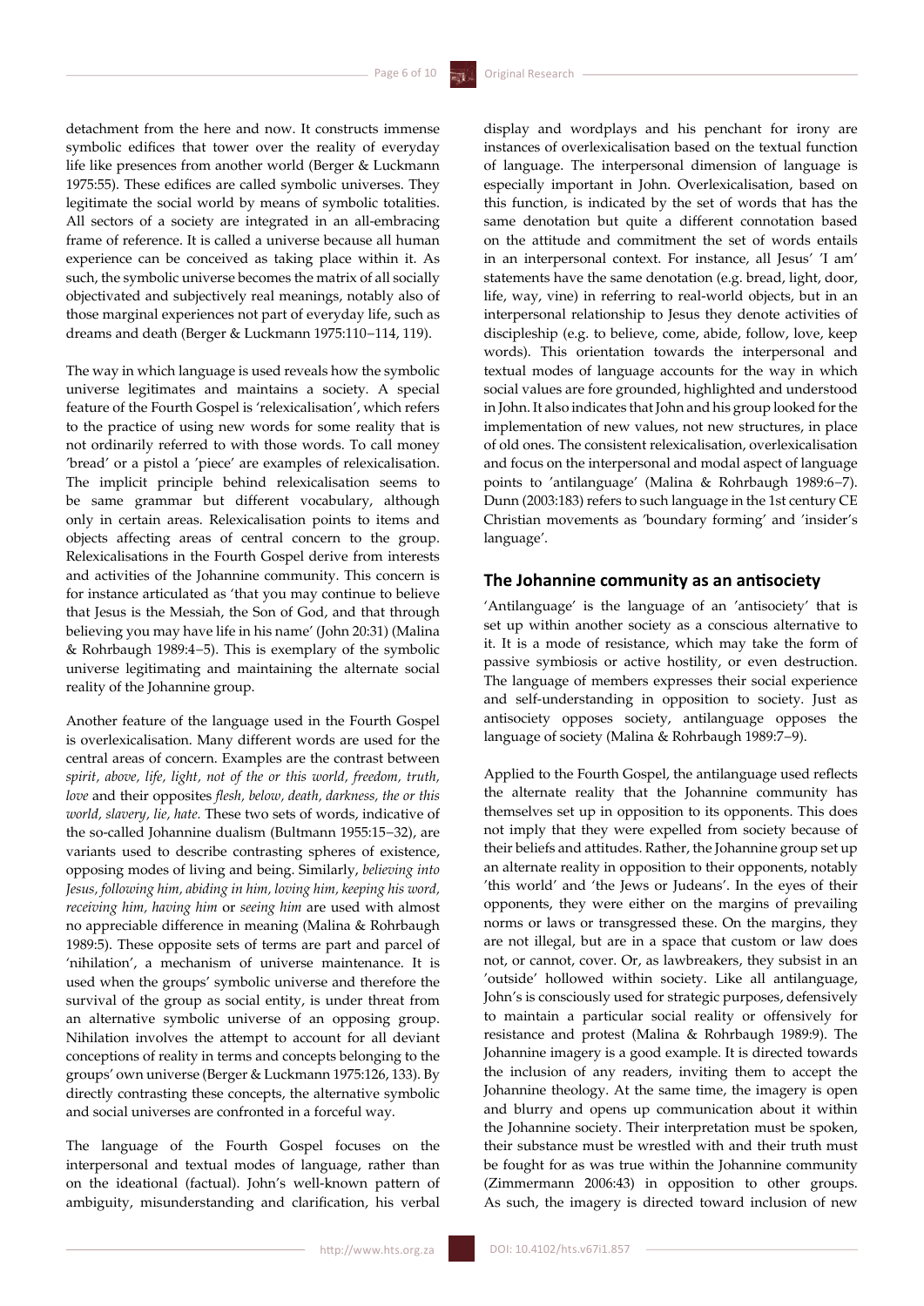detachment from the here and now. It constructs immense symbolic edifices that tower over the reality of everyday life like presences from another world (Berger & Luckmann 1975:55). These edifices are called symbolic universes. They legitimate the social world by means of symbolic totalities. All sectors of a society are integrated in an all-embracing frame of reference. It is called a universe because all human experience can be conceived as taking place within it. As such, the symbolic universe becomes the matrix of all socially objectivated and subjectively real meanings, notably also of those marginal experiences not part of everyday life, such as dreams and death (Berger & Luckmann 1975:110–114, 119).

The way in which language is used reveals how the symbolic universe legitimates and maintains a society. A special feature of the Fourth Gospel is 'relexicalisation', which refers to the practice of using new words for some reality that is not ordinarily referred to with those words. To call money 'bread' or a pistol a 'piece' are examples of relexicalisation. The implicit principle behind relexicalisation seems to be same grammar but different vocabulary, although only in certain areas. Relexicalisation points to items and objects affecting areas of central concern to the group. Relexicalisations in the Fourth Gospel derive from interests and activities of the Johannine community. This concern is for instance articulated as 'that you may continue to believe that Jesus is the Messiah, the Son of God, and that through believing you may have life in his name' (John 20:31) (Malina & Rohrbaugh 1989:4–5). This is exemplary of the symbolic universe legitimating and maintaining the alternate social reality of the Johannine group.

Another feature of the language used in the Fourth Gospel is overlexicalisation. Many different words are used for the central areas of concern. Examples are the contrast between *spirit, above, life, light, not of the or this world, freedom, truth, love* and their opposites *flesh, below, death, darkness, the or this world, slavery, lie, hate.* These two sets of words, indicative of the so-called Johannine dualism (Bultmann 1955:15–32), are variants used to describe contrasting spheres of existence, opposing modes of living and being. Similarly, *believing into Jesus, following him, abiding in him, loving him, keeping his word, receiving him, having him* or *seeing him* are used with almost no appreciable difference in meaning (Malina & Rohrbaugh 1989:5). These opposite sets of terms are part and parcel of 'nihilation', a mechanism of universe maintenance. It is used when the groups' symbolic universe and therefore the survival of the group as social entity, is under threat from an alternative symbolic universe of an opposing group. Nihilation involves the attempt to account for all deviant conceptions of reality in terms and concepts belonging to the groups' own universe (Berger & Luckmann 1975:126, 133). By directly contrasting these concepts, the alternative symbolic and social universes are confronted in a forceful way.

The language of the Fourth Gospel focuses on the interpersonal and textual modes of language, rather than on the ideational (factual). John's well-known pattern of ambiguity, misunderstanding and clarification, his verbal display and wordplays and his penchant for irony are instances of overlexicalisation based on the textual function of language. The interpersonal dimension of language is especially important in John. Overlexicalisation, based on this function, is indicated by the set of words that has the same denotation but quite a different connotation based on the attitude and commitment the set of words entails in an interpersonal context. For instance, all Jesus' 'I am' statements have the same denotation (e.g. bread, light, door, life, way, vine) in referring to real-world objects, but in an interpersonal relationship to Jesus they denote activities of discipleship (e.g. to believe, come, abide, follow, love, keep words). This orientation towards the interpersonal and textual modes of language accounts for the way in which social values are fore grounded, highlighted and understood in John. It also indicates that John and his group looked for the implementation of new values, not new structures, in place of old ones. The consistent relexicalisation, overlexicalisation and focus on the interpersonal and modal aspect of language points to 'antilanguage' (Malina & Rohrbaugh 1989:6–7). Dunn (2003:183) refers to such language in the 1st century CE Christian movements as 'boundary forming' and 'insider's language'.

## The Johannine community as an antisociety

'Antilanguage' is the language of an 'antisociety' that is set up within another society as a conscious alternative to it. It is a mode of resistance, which may take the form of passive symbiosis or active hostility, or even destruction. The language of members expresses their social experience and self-understanding in opposition to society. Just as antisociety opposes society, antilanguage opposes the language of society (Malina & Rohrbaugh 1989:7–9).

Applied to the Fourth Gospel, the antilanguage used reflects the alternate reality that the Johannine community has themselves set up in opposition to its opponents. This does not imply that they were expelled from society because of their beliefs and attitudes. Rather, the Johannine group set up an alternate reality in opposition to their opponents, notably 'this world' and 'the Jews or Judeans'. In the eyes of their opponents, they were either on the margins of prevailing norms or laws or transgressed these. On the margins, they are not illegal, but are in a space that custom or law does not, or cannot, cover. Or, as lawbreakers, they subsist in an 'outside' hollowed within society. Like all antilanguage, John's is consciously used for strategic purposes, defensively to maintain a particular social reality or offensively for resistance and protest (Malina & Rohrbaugh 1989:9). The Johannine imagery is a good example. It is directed towards the inclusion of any readers, inviting them to accept the Johannine theology. At the same time, the imagery is open and blurry and opens up communication about it within the Johannine society. Their interpretation must be spoken, their substance must be wrestled with and their truth must be fought for as was true within the Johannine community (Zimmermann 2006:43) in opposition to other groups. As such, the imagery is directed toward inclusion of new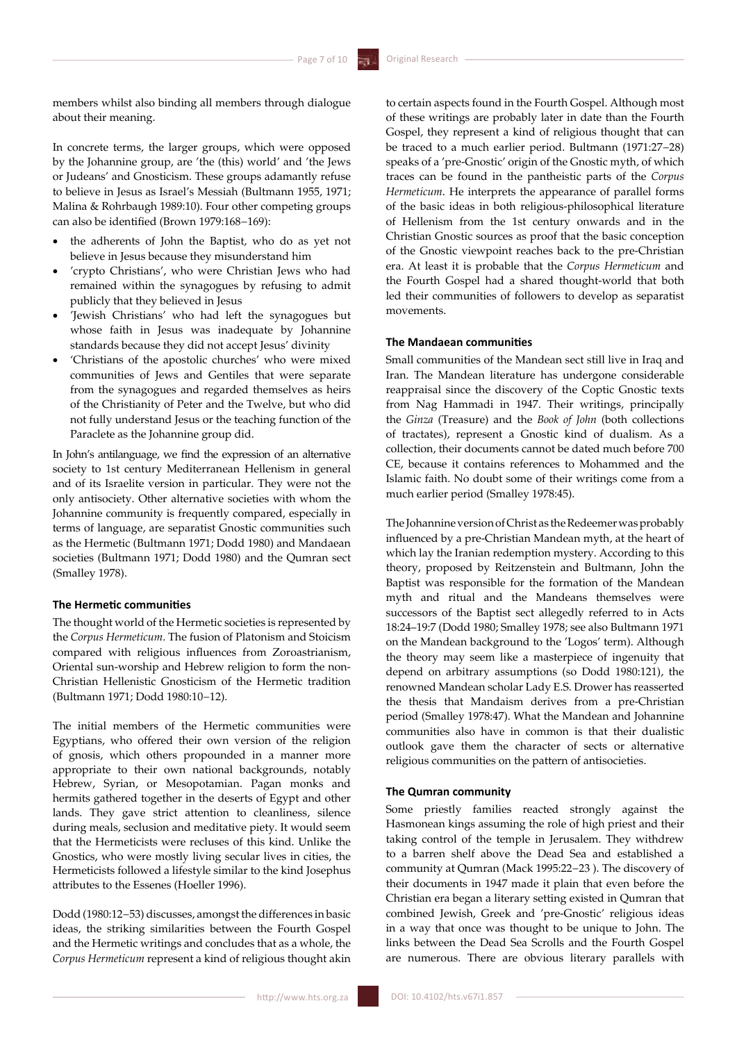members whilst also binding all members through dialogue about their meaning.

In concrete terms, the larger groups, which were opposed by the Johannine group, are 'the (this) world' and 'the Jews or Judeans' and Gnosticism. These groups adamantly refuse to believe in Jesus as Israel's Messiah (Bultmann 1955, 1971; Malina & Rohrbaugh 1989:10). Four other competing groups can also be identified (Brown 1979:168−169):

- the adherents of John the Baptist, who do as yet not believe in Jesus because they misunderstand him
- 'crypto Christians', who were Christian Jews who had remained within the synagogues by refusing to admit publicly that they believed in Jesus
- 'Jewish Christians' who had left the synagogues but whose faith in Jesus was inadequate by Johannine standards because they did not accept Jesus' divinity
- 'Christians of the apostolic churches' who were mixed communities of Jews and Gentiles that were separate from the synagogues and regarded themselves as heirs of the Christianity of Peter and the Twelve, but who did not fully understand Jesus or the teaching function of the Paraclete as the Johannine group did.

In John's antilanguage, we find the expression of an alternative society to 1st century Mediterranean Hellenism in general and of its Israelite version in particular. They were not the only antisociety. Other alternative societies with whom the Johannine community is frequently compared, especially in terms of language, are separatist Gnostic communities such as the Hermetic (Bultmann 1971; Dodd 1980) and Mandaean societies (Bultmann 1971; Dodd 1980) and the Qumran sect (Smalley 1978).

### The Hermetic communities

The thought world of the Hermetic societies is represented by the *Corpus Hermeticum*. The fusion of Platonism and Stoicism compared with religious influences from Zoroastrianism, Oriental sun-worship and Hebrew religion to form the non-Christian Hellenistic Gnosticism of the Hermetic tradition (Bultmann 1971; Dodd 1980:10−12).

The initial members of the Hermetic communities were Egyptians, who offered their own version of the religion of gnosis, which others propounded in a manner more appropriate to their own national backgrounds, notably Hebrew, Syrian, or Mesopotamian. Pagan monks and hermits gathered together in the deserts of Egypt and other lands. They gave strict attention to cleanliness, silence during meals, seclusion and meditative piety. It would seem that the Hermeticists were recluses of this kind. Unlike the Gnostics, who were mostly living secular lives in cities, the Hermeticists followed a lifestyle similar to the kind Josephus attributes to the Essenes (Hoeller 1996).

Dodd (1980:12−53) discusses, amongst the differences in basic ideas, the striking similarities between the Fourth Gospel and the Hermetic writings and concludes that as a whole, the *Corpus Hermeticum* represent a kind of religious thought akin to certain aspects found in the Fourth Gospel. Although most of these writings are probably later in date than the Fourth Gospel, they represent a kind of religious thought that can be traced to a much earlier period. Bultmann (1971:27−28) speaks of a 'pre-Gnostic' origin of the Gnostic myth, of which traces can be found in the pantheistic parts of the *Corpus Hermeticum*. He interprets the appearance of parallel forms of the basic ideas in both religious-philosophical literature of Hellenism from the 1st century onwards and in the Christian Gnostic sources as proof that the basic conception of the Gnostic viewpoint reaches back to the pre-Christian era. At least it is probable that the *Corpus Hermeticum* and the Fourth Gospel had a shared thought-world that both led their communities of followers to develop as separatist movements.

### The Mandaean communities

Small communities of the Mandean sect still live in Iraq and Iran. The Mandean literature has undergone considerable reappraisal since the discovery of the Coptic Gnostic texts from Nag Hammadi in 1947. Their writings, principally the *Ginza* (Treasure) and the *Book of John* (both collections of tractates), represent a Gnostic kind of dualism. As a collection, their documents cannot be dated much before 700 CE, because it contains references to Mohammed and the Islamic faith. No doubt some of their writings come from a much earlier period (Smalley 1978:45).

The Johannine version of Christ as the Redeemer was probably influenced by a pre-Christian Mandean myth, at the heart of which lay the Iranian redemption mystery. According to this theory, proposed by Reitzenstein and Bultmann, John the Baptist was responsible for the formation of the Mandean myth and ritual and the Mandeans themselves were successors of the Baptist sect allegedly referred to in Acts 18:24–19:7 (Dodd 1980; Smalley 1978; see also Bultmann 1971 on the Mandean background to the 'Logos' term). Although the theory may seem like a masterpiece of ingenuity that depend on arbitrary assumptions (so Dodd 1980:121), the renowned Mandean scholar Lady E.S. Drower has reasserted the thesis that Mandaism derives from a pre-Christian period (Smalley 1978:47). What the Mandean and Johannine communities also have in common is that their dualistic outlook gave them the character of sects or alternative religious communities on the pattern of antisocieties.

### The Qumran community

Some priestly families reacted strongly against the Hasmonean kings assuming the role of high priest and their taking control of the temple in Jerusalem. They withdrew to a barren shelf above the Dead Sea and established a community at Qumran (Mack 1995:22−23 ). The discovery of their documents in 1947 made it plain that even before the Christian era began a literary setting existed in Qumran that combined Jewish, Greek and 'pre-Gnostic' religious ideas in a way that once was thought to be unique to John. The links between the Dead Sea Scrolls and the Fourth Gospel are numerous. There are obvious literary parallels with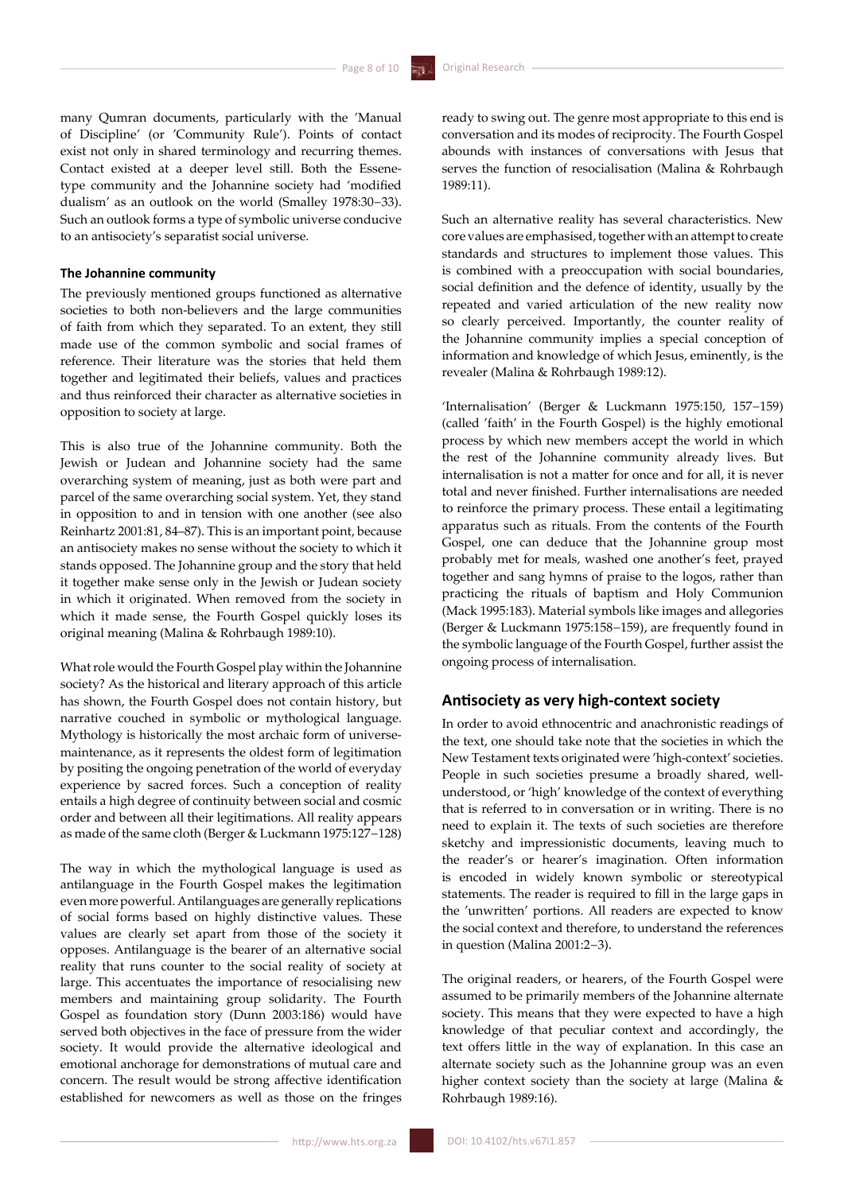many Qumran documents, particularly with the 'Manual of Discipline' (or 'Community Rule'). Points of contact exist not only in shared terminology and recurring themes. Contact existed at a deeper level still. Both the Essene-type community and the Johannine society had 'modified dualism' as an outlook on the world (Smalley 1978:30−33). Such an outlook forms a type of symbolic universe conducive to an antisociety's separatist social universe.

#### The Johannine community

The previously mentioned groups functioned as alternative societies to both non-believers and the large communities of faith from which they separated. To an extent, they still made use of the common symbolic and social frames of reference. Their literature was the stories that held them together and legitimated their beliefs, values and practices and thus reinforced their character as alternative societies in opposition to society at large.

This is also true of the Johannine community. Both the Jewish or Judean and Johannine society had the same overarching system of meaning, just as both were part and parcel of the same overarching social system. Yet, they stand in opposition to and in tension with one another (see also Reinhartz 2001:81, 84−87). This is an important point, because an antisociety makes no sense without the society to which it stands opposed. The Johannine group and the story that held it together make sense only in the Jewish or Judean society in which it originated. When removed from the society in which it made sense, the Fourth Gospel quickly loses its original meaning (Malina & Rohrbaugh 1989:10).

What role would the Fourth Gospel play within the Johannine society? As the historical and literary approach of this article has shown, the Fourth Gospel does not contain history, but narrative couched in symbolic or mythological language. Mythology is historically the most archaic form of universe-maintenance, as it represents the oldest form of legitimation by positing the ongoing penetration of the world of everyday experience by sacred forces. Such a conception of reality entails a high degree of continuity between social and cosmic order and between all their legitimations. All reality appears as made of the same cloth (Berger & Luckmann 1975:127−128)

The way in which the mythological language is used as antilanguage in the Fourth Gospel makes the legitimation even more powerful. Antilanguages are generally replications of social forms based on highly distinctive values. These values are clearly set apart from those of the society it opposes. Antilanguage is the bearer of an alternative social reality that runs counter to the social reality of society at large. This accentuates the importance of resocialising new members and maintaining group solidarity. The Fourth Gospel as foundation story (Dunn 2003:186) would have served both objectives in the face of pressure from the wider society. It would provide the alternative ideological and emotional anchorage for demonstrations of mutual care and concern. The result would be strong affective identification established for newcomers as well as those on the fringes ready to swing out. The genre most appropriate to this end is conversation and its modes of reciprocity. The Fourth Gospel abounds with instances of conversations with Jesus that serves the function of resocialisation (Malina & Rohrbaugh 1989:11).

Such an alternative reality has several characteristics. New core values are emphasised, together with an attempt to create standards and structures to implement those values. This is combined with a preoccupation with social boundaries, social definition and the defence of identity, usually by the repeated and varied articulation of the new reality now so clearly perceived. Importantly, the counter reality of the Johannine community implies a special conception of information and knowledge of which Jesus, eminently, is the revealer (Malina & Rohrbaugh 1989:12).

'Internalisation' (Berger & Luckmann 1975:150, 157−159) (called 'faith' in the Fourth Gospel) is the highly emotional process by which new members accept the world in which the rest of the Johannine community already lives. But internalisation is not a matter for once and for all, it is never total and never finished. Further internalisations are needed to reinforce the primary process. These entail a legitimating apparatus such as rituals. From the contents of the Fourth Gospel, one can deduce that the Johannine group most probably met for meals, washed one another's feet, prayed together and sang hymns of praise to the logos, rather than practicing the rituals of baptism and Holy Communion (Mack 1995:183). Material symbols like images and allegories (Berger & Luckmann 1975:158−159), are frequently found in the symbolic language of the Fourth Gospel, further assist the ongoing process of internalisation.

### Antisociety as very high-context society

In order to avoid ethnocentric and anachronistic readings of the text, one should take note that the societies in which the New Testament texts originated were 'high-context' societies. People in such societies presume a broadly shared, well-understood, or 'high' knowledge of the context of everything that is referred to in conversation or in writing. There is no need to explain it. The texts of such societies are therefore sketchy and impressionistic documents, leaving much to the reader's or hearer's imagination. Often information is encoded in widely known symbolic or stereotypical statements. The reader is required to fill in the large gaps in the 'unwritten' portions. All readers are expected to know the social context and therefore, to understand the references in question (Malina 2001:2−3).

The original readers, or hearers, of the Fourth Gospel were assumed to be primarily members of the Johannine alternate society. This means that they were expected to have a high knowledge of that peculiar context and accordingly, the text offers little in the way of explanation. In this case an alternate society such as the Johannine group was an even higher context society than the society at large (Malina & Rohrbaugh 1989:16).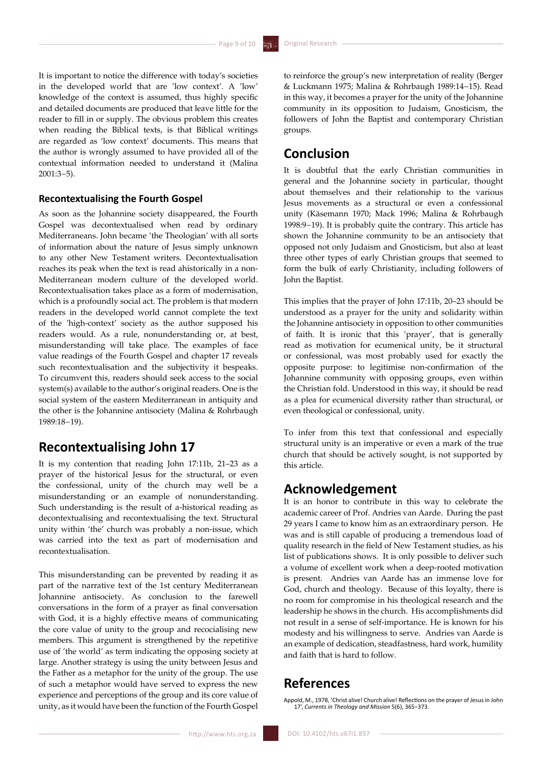It is important to notice the difference with today's societies in the developed world that are 'low context'. A 'low' knowledge of the context is assumed, thus highly specific and detailed documents are produced that leave little for the reader to fill in or supply. The obvious problem this creates when reading the Biblical texts, is that Biblical writings are regarded as 'low context' documents. This means that the author is wrongly assumed to have provided all of the contextual information needed to understand it (Malina 2001:3−5).

### Recontextualising the Fourth Gospel

As soon as the Johannine society disappeared, the Fourth Gospel was decontextualised when read by ordinary Mediterraneans. John became 'the Theologian' with all sorts of information about the nature of Jesus simply unknown to any other New Testament writers. Decontextualisation reaches its peak when the text is read ahistorically in a non-Mediterranean modern culture of the developed world. Recontextualisation takes place as a form of modernisation, which is a profoundly social act. The problem is that modern readers in the developed world cannot complete the text of the 'high-context' society as the author supposed his readers would. As a rule, nonunderstanding or, at best, misunderstanding will take place. The examples of face value readings of the Fourth Gospel and chapter 17 reveals such recontextualisation and the subjectivity it bespeaks. To circumvent this, readers should seek access to the social system(s) available to the author's original readers. One is the social system of the eastern Mediterranean in antiquity and the other is the Johannine antisociety (Malina & Rohrbaugh 1989:18−19).

## Recontextualising John 17

It is my contention that reading John 17:11b, 21–23 as a prayer of the historical Jesus for the structural, or even the confessional, unity of the church may well be a misunderstanding or an example of nonunderstanding. Such understanding is the result of a-historical reading as decontextualising and recontextualising the text. Structural unity within 'the' church was probably a non-issue, which was carried into the text as part of modernisation and recontextualisation.

This misunderstanding can be prevented by reading it as part of the narrative text of the 1st century Mediterranean Johannine antisociety. As conclusion to the farewell conversations in the form of a prayer as final conversation with God, it is a highly effective means of communicating the core value of unity to the group and recocialising new members. This argument is strengthened by the repetitive use of 'the world' as term indicating the opposing society at large. Another strategy is using the unity between Jesus and the Father as a metaphor for the unity of the group. The use of such a metaphor would have served to express the new experience and perceptions of the group and its core value of unity, as it would have been the function of the Fourth Gospel to reinforce the group's new interpretation of reality (Berger & Luckmann 1975; Malina & Rohrbaugh 1989:14−15). Read in this way, it becomes a prayer for the unity of the Johannine community in its opposition to Judaism, Gnosticism, the followers of John the Baptist and contemporary Christian groups.

## Conclusion

It is doubtful that the early Christian communities in general and the Johannine society in particular, thought about themselves and their relationship to the various Jesus movements as a structural or even a confessional unity (Käsemann 1970; Mack 1996; Malina & Rohrbaugh 1998:9−19). It is probably quite the contrary. This article has shown the Johannine community to be an antisociety that opposed not only Judaism and Gnosticism, but also at least three other types of early Christian groups that seemed to form the bulk of early Christianity, including followers of John the Baptist.

This implies that the prayer of John 17:11b, 20–23 should be understood as a prayer for the unity and solidarity within the Johannine antisociety in opposition to other communities of faith. It is ironic that this 'prayer', that is generally read as motivation for ecumenical unity, be it structural or confessional, was most probably used for exactly the opposite purpose: to legitimise non-confirmation of the Johannine community with opposing groups, even within the Christian fold. Understood in this way, it should be read as a plea for ecumenical diversity rather than structural, or even theological or confessional, unity.

To infer from this text that confessional and especially structural unity is an imperative or even a mark of the true church that should be actively sought, is not supported by this article.

## Acknowledgement

It is an honor to contribute in this way to celebrate the academic career of Prof. Andries van Aarde. During the past 29 years I came to know him as an extraordinary person. He was and is still capable of producing a tremendous load of quality research in the field of New Testament studies, as his list of publications shows. It is only possible to deliver such a volume of excellent work when a deep-rooted motivation is present. Andries van Aarde has an immense love for God, church and theology. Because of this loyalty, there is no room for compromise in his theological research and the leadership he shows in the church. His accomplishments did not result in a sense of self-importance. He is known for his modesty and his willingness to serve. Andries van Aarde is an example of dedication, steadfastness, hard work, humility and faith that is hard to follow.

## References

Appold, M., 1978, 'Christ alive! Church alive! Reflections on the prayer of Jesus in John 17', *Currents in Theology and Mission* 5(6), 365–373.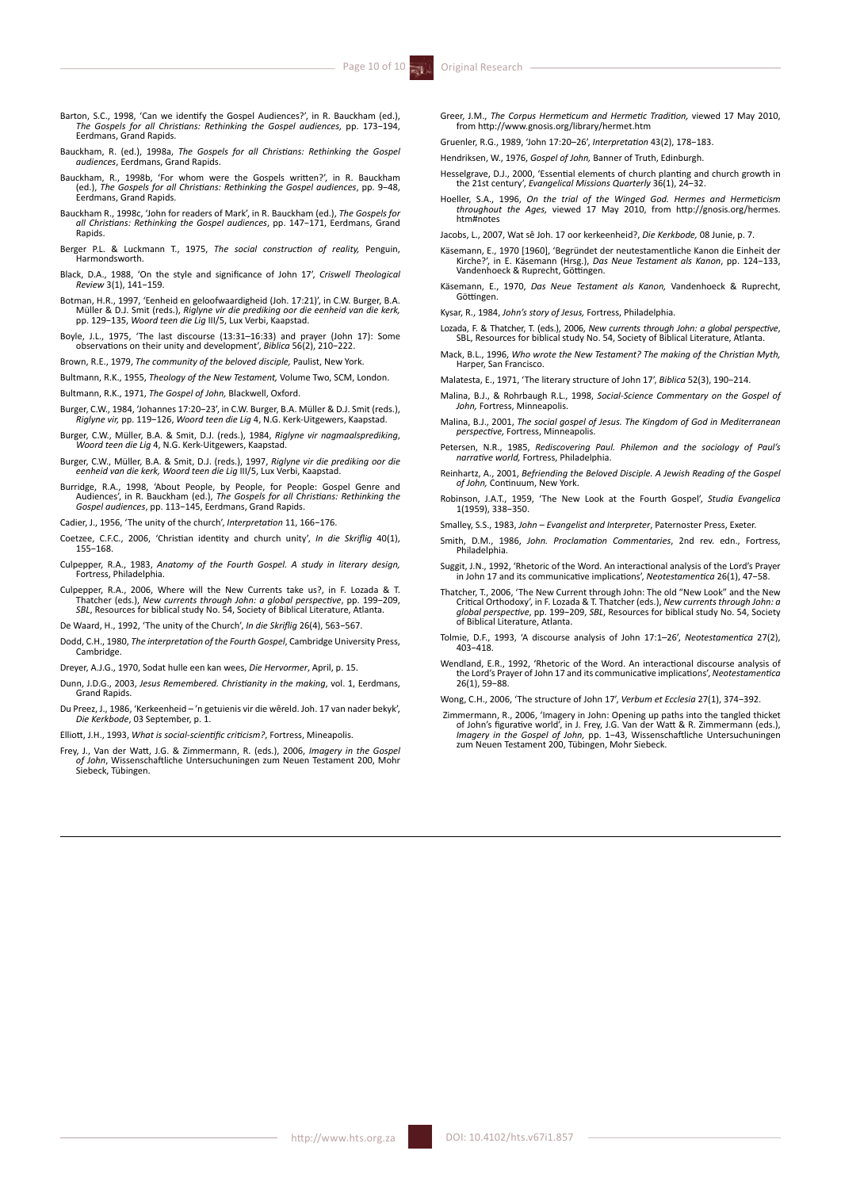Barton, S.C., 1998, 'Can we identify the Gospel Audiences?', in R. Bauckham (ed.), *The Gospels for all Christians: Rethinking the Gospel audiences,* pp. 173−194, Eerdmans, Grand Rapids.

Bauckham, R. (ed.), 1998a, *The Gospels for all Christians: Rethinking the Gospel audiences*, Eerdmans, Grand Rapids.

Bauckham, R., 1998b, 'For whom were the Gospels written?', in R. Bauckham (ed.), *The Gospels for all Christians: Rethinking the Gospel audiences*, pp. 9−48, Eerdmans, Grand Rapids.

Bauckham R., 1998c, 'John for readers of Mark', in R. Bauckham (ed.), *The Gospels for all Christians: Rethinking the Gospel audiences*, pp. 147−171, Eerdmans, Grand Rapids.

Berger P.L. & Luckmann T., 1975, *The social construction of reality,* Penguin, Harmondsworth.

Black, D.A., 1988, 'On the style and significance of John 17', *Criswell Theological Review* 3(1), 141−159.

Botman, H.R., 1997, 'Eenheid en geloofwaardigheid (Joh. 17:21)', in C.W. Burger, B.A. Müller & D.J. Smit (reds.), *Riglyne vir die prediking oor die eenheid van die kerk,* pp. 129−135, *Woord teen die Lig* III/5, Lux Verbi, Kaapstad.

Boyle, J.L., 1975, 'The last discourse (13:31–16:33) and prayer (John 17): Some observations on their unity and development', *Biblica* 56(2), 210−222.

Brown, R.E., 1979, *The community of the beloved disciple,* Paulist, New York.

Bultmann, R.K., 1955, *Theology of the New Testament,* Volume Two, SCM, London.

Bultmann, R.K., 1971, *The Gospel of John,* Blackwell, Oxford.

Burger, C.W., 1984, 'Johannes 17:20−23', in C.W. Burger, B.A. Müller & D.J. Smit (reds.), *Riglyne vir,* pp. 119−126, *Woord teen die Lig* 4, N.G. Kerk-Uitgewers, Kaapstad.

Burger, C.W., Müller, B.A. & Smit, D.J. (reds.), 1984, *Riglyne vir nagmaalsprediking*, *Woord teen die Lig* 4, N.G. Kerk-Uitgewers, Kaapstad.

Burger, C.W., Müller, B.A. & Smit, D.J. (reds.), 1997, *Riglyne vir die prediking oor die eenheid van die kerk, Woord teen die Lig* III/5, Lux Verbi, Kaapstad.

Burridge, R.A., 1998, 'About People, by People, for People: Gospel Genre and Audiences', in R. Bauckham (ed.), *The Gospels for all Christians: Rethinking the Gospel audiences*, pp. 113−145, Eerdmans, Grand Rapids.

Cadier, J., 1956, 'The unity of the church', *Interpretation* 11, 166−176.

Coetzee, C.F.C., 2006, 'Christian identity and church unity', *In die Skriflig* 40(1), 155−168.

Culpepper, R.A., 1983, *Anatomy of the Fourth Gospel. A study in literary design,* Fortress, Philadelphia.

Culpepper, R.A., 2006, Where will the New Currents take us?, in F. Lozada & T. Thatcher (eds.), *New currents through John: a global perspective*, pp. 199−209, *SBL*, Resources for biblical study No. 54, Society of Biblical Literature, Atlanta.

De Waard, H., 1992, 'The unity of the Church', *In die Skriflig* 26(4), 563−567.

Dodd, C.H., 1980, *The interpretation of the Fourth Gospel*, Cambridge University Press, Cambridge.

Dreyer, A.J.G., 1970, Sodat hulle een kan wees, *Die Hervormer*, April, p. 15.

Dunn, J.D.G., 2003, *Jesus Remembered. Christianity in the making*, vol. 1, Eerdmans, Grand Rapids.

Du Preez, J., 1986, 'Kerkeenheid – 'n getuienis vir die wêreld. Joh. 17 van nader bekyk', *Die Kerkbode*, 03 September, p. 1.

Elliott, J.H., 1993, *What is social-scientific criticism?*, Fortress, Mineapolis.

Frey, J., Van der Watt, J.G. & Zimmermann, R. (eds.), 2006, *Imagery in the Gospel of John*, Wissenschaftliche Untersuchungen zum Neuen Testament 200, Mohr Siebeck, Tübingen.

Greer, J.M., *The Corpus Hermeticum and Hermetic Tradition,* viewed 17 May 2010, from http://www.gnosis.org/library/hermet.htm

Gruenler, R.G., 1989, 'John 17:20–26', *Interpretation* 43(2), 178−183.

Hendriksen, W., 1976, *Gospel of John,* Banner of Truth, Edinburgh.

Hesselgrave, D.J., 2000, 'Essential elements of church planting and church growth in the 21st century', *Evangelical Missions Quarterly* 36(1), 24−32.

Hoeller, S.A., 1996, *On the trial of the Winged God. Hermes and Hermeticism throughout the Ages,* viewed 17 May 2010, from http://gnosis.org/hermes.htm#notes

Jacobs, L., 2007, Wat sê Joh. 17 oor kerkeenheid?, *Die Kerkbode,* 08 Junie, p. 7.

Käsemann, E., 1970 [1960], 'Begründet der neutestamentliche Kanon die Einheit der Kirche?', in E. Käsemann (Hrsg.), *Das Neue Testament als Kanon*, pp. 124−133, Vandenhoeck & Ruprecht, Göttingen.

Käsemann, E., 1970, *Das Neue Testament als Kanon,* Vandenhoeck & Ruprecht, Göttingen.

Kysar, R., 1984, *John's story of Jesus,* Fortress, Philadelphia.

Lozada, F. & Thatcher, T. (eds.), 2006, *New currents through John: a global perspective*, SBL, Resources for biblical study No. 54, Society of Biblical Literature, Atlanta.

Mack, B.L., 1996, *Who wrote the New Testament? The making of the Christian Myth,* Harper, San Francisco.

Malatesta, E., 1971, 'The literary structure of John 17', *Biblica* 52(3), 190−214.

Malina, B.J., & Rohrbaugh R.L., 1998, *Social-Science Commentary on the Gospel of John,* Fortress, Minneapolis.

Malina, B.J., 2001, *The social gospel of Jesus. The Kingdom of God in Mediterranean perspective,* Fortress, Minneapolis.

Petersen, N.R., 1985, *Rediscovering Paul. Philemon and the sociology of Paul's narrative world,* Fortress, Philadelphia.

Reinhartz, A., 2001, *Befriending the Beloved Disciple. A Jewish Reading of the Gospel of John,* Continuum, New York.

Robinson, J.A.T., 1959, 'The New Look at the Fourth Gospel', *Studia Evangelica* 1(1959), 338−350.

Smalley, S.S., 1983, *John – Evangelist and Interpreter*, Paternoster Press, Exeter.

Smith, D.M., 1986, *John. Proclamation Commentaries*, 2nd rev. edn., Fortress, Philadelphia.

Suggit, J.N., 1992, 'Rhetoric of the Word. An interactional analysis of the Lord's Prayer in John 17 and its communicative implications', *Neotestamentica* 26(1), 47−58.

Thatcher, T., 2006, 'The New Current through John: The old "New Look" and the New Critical Orthodoxy', in F. Lozada & T. Thatcher (eds.), *New currents through John: a global perspective*, pp. 199−209, *SBL*, Resources for biblical study No. 54, Society of Biblical Literature, Atlanta.

Tolmie, D.F., 1993, 'A discourse analysis of John 17:1–26', *Neotestamentica* 27(2), 403−418.

Wendland, E.R., 1992, 'Rhetoric of the Word. An interactional discourse analysis of the Lord's Prayer of John 17 and its communicative implications', *Neotestamentica* 26(1), 59−88.

Wong, C.H., 2006, 'The structure of John 17', *Verbum et Ecclesia* 27(1), 374−392.

Zimmermann, R., 2006, 'Imagery in John: Opening up paths into the tangled thicket of John's figurative world', in J. Frey, J.G. Van der Watt & R. Zimmermann (eds.), *Imagery in the Gospel of John,* pp. 1−43, Wissenschaftliche Untersuchungen zum Neuen Testament 200, Tübingen, Mohr Siebeck.